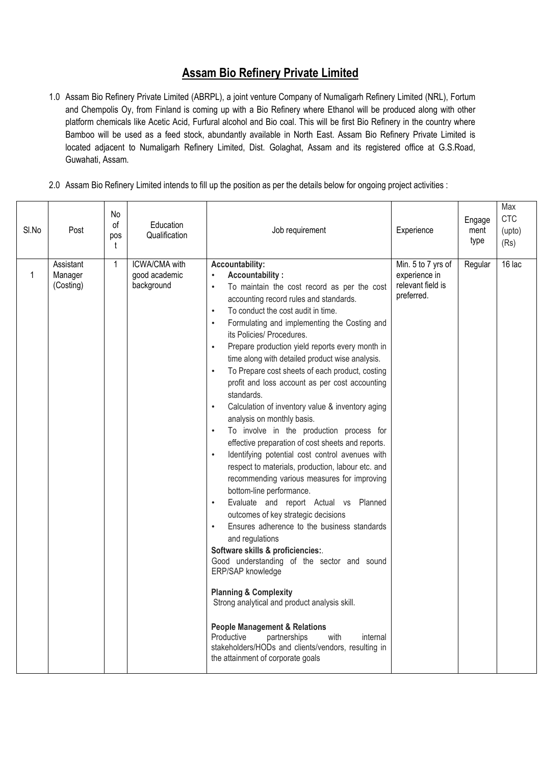# Assam Bio Refinery Private Limited

1.0 Assam Bio Refinery Private Limited (ABRPL), a joint venture Company of Numaligarh Refinery Limited (NRL), Fortum and Chempolis Oy, from Finland is coming up with a Bio Refinery where Ethanol will be produced along with other platform chemicals like Acetic Acid, Furfural alcohol and Bio coal. This will be first Bio Refinery in the country where Bamboo will be used as a feed stock, abundantly available in North East. Assam Bio Refinery Private Limited is located adjacent to Numaligarh Refinery Limited, Dist. Golaghat, Assam and its registered office at G.S.Road, Guwahati, Assam.

2.0 Assam Bio Refinery Limited intends to fill up the position as per the details below for ongoing project activities :

| Sl.No | Post | No of post | Education Qualification | Job requirement | Experience | Engagement type | Max CTC (upto) (Rs) |
|---|---|---|---|---|---|---|---|
| 1 | Assistant Manager (Costing) | 1 | ICWA/CMA with good academic background | **Accountability:**<br>• **Accountability :**<br>• To maintain the cost record as per the cost accounting record rules and standards.<br>• To conduct the cost audit in time.<br>• Formulating and implementing the Costing and its Policies/ Procedures.<br>• Prepare production yield reports every month in time along with detailed product wise analysis.<br>• To Prepare cost sheets of each product, costing profit and loss account as per cost accounting standards.<br>• Calculation of inventory value & inventory aging analysis on monthly basis.<br>• To involve in the production process for effective preparation of cost sheets and reports.<br>• Identifying potential cost control avenues with respect to materials, production, labour etc. and recommending various measures for improving bottom-line performance.<br>• Evaluate and report Actual vs Planned outcomes of key strategic decisions<br>• Ensures adherence to the business standards and regulations<br>**Software skills & proficiencies:**.<br>Good understanding of the sector and sound ERP/SAP knowledge<br><br>**Planning & Complexity**<br>Strong analytical and product analysis skill.<br><br>**People Management & Relations**<br>Productive partnerships with internal stakeholders/HODs and clients/vendors, resulting in the attainment of corporate goals | Min. 5 to 7 yrs of experience in relevant field is preferred. | Regular | 16 lac |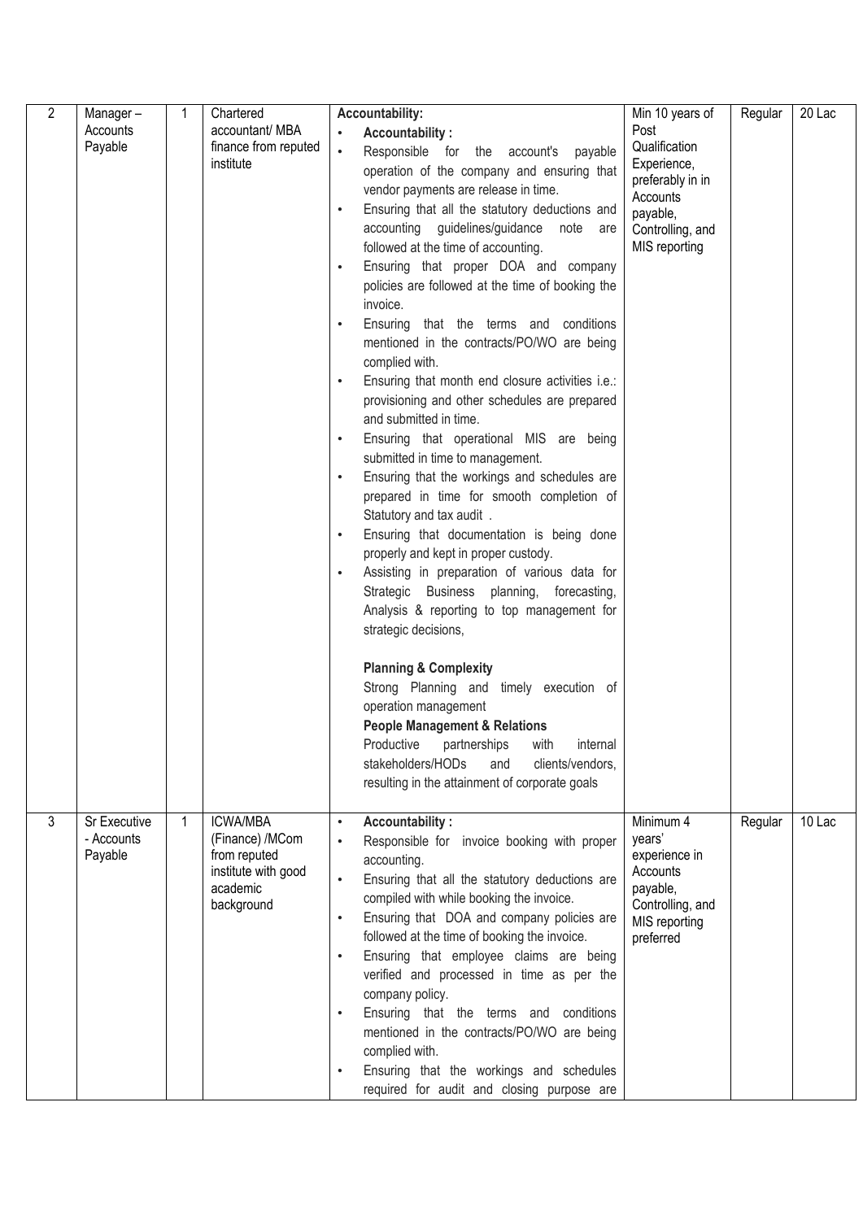| 2 | Manager – Accounts Payable | 1 | Chartered accountant/ MBA finance from reputed institute | **Accountability:**<br>• **Accountability :**<br>• Responsible for the account's payable operation of the company and ensuring that vendor payments are release in time.<br>• Ensuring that all the statutory deductions and accounting guidelines/guidance note are followed at the time of accounting.<br>• Ensuring that proper DOA and company policies are followed at the time of booking the invoice.<br>• Ensuring that the terms and conditions mentioned in the contracts/PO/WO are being complied with.<br>• Ensuring that month end closure activities i.e.: provisioning and other schedules are prepared and submitted in time.<br>• Ensuring that operational MIS are being submitted in time to management.<br>• Ensuring that the workings and schedules are prepared in time for smooth completion of Statutory and tax audit .<br>• Ensuring that documentation is being done properly and kept in proper custody.<br>• Assisting in preparation of various data for Strategic Business planning, forecasting, Analysis & reporting to top management for strategic decisions,<br><br>**Planning & Complexity**<br>Strong Planning and timely execution of operation management<br>**People Management & Relations**<br>Productive partnerships with internal stakeholders/HODs and clients/vendors, resulting in the attainment of corporate goals | Min 10 years of Post Qualification Experience, preferably in in Accounts payable, Controlling, and MIS reporting | Regular | 20 Lac |
|---|---|---|---|---|---|---|---|
| 3 | Sr Executive - Accounts Payable | 1 | ICWA/MBA (Finance) /MCom from reputed institute with good academic background | • **Accountability :**<br>• Responsible for invoice booking with proper accounting.<br>• Ensuring that all the statutory deductions are compiled with while booking the invoice.<br>• Ensuring that DOA and company policies are followed at the time of booking the invoice.<br>• Ensuring that employee claims are being verified and processed in time as per the company policy.<br>• Ensuring that the terms and conditions mentioned in the contracts/PO/WO are being complied with.<br>• Ensuring that the workings and schedules required for audit and closing purpose are | Minimum 4 years' experience in Accounts payable, Controlling, and MIS reporting preferred | Regular | 10 Lac |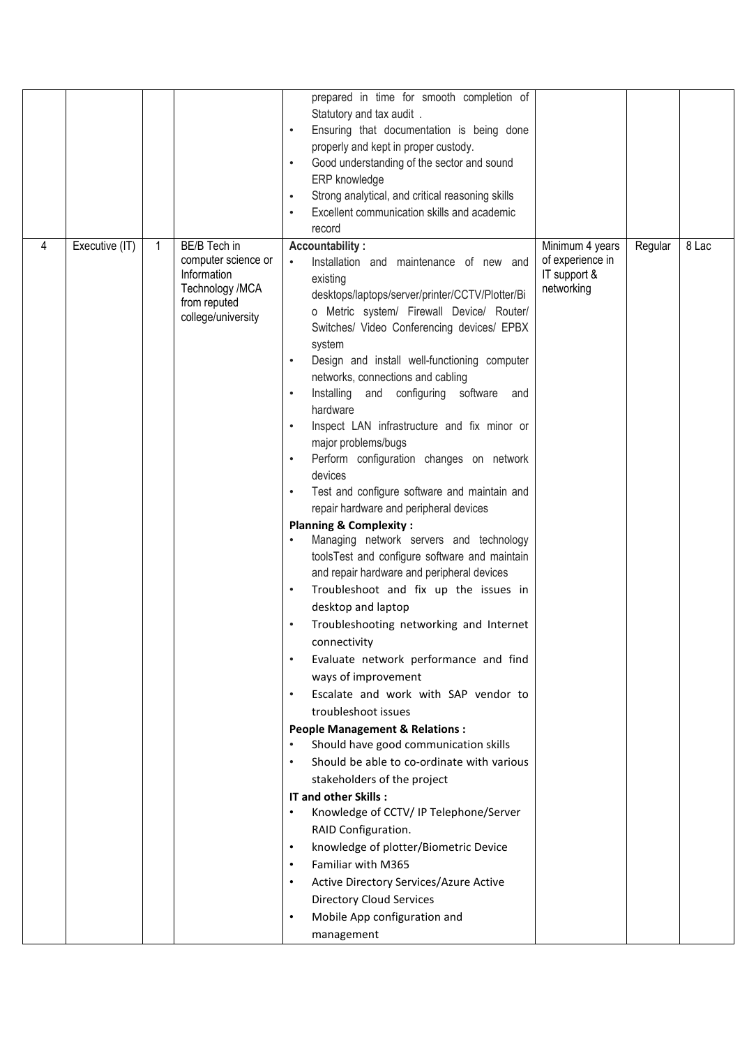| | | | | | | | |
|---|---|---|---|---|---|---|---|
| | | | | prepared in time for smooth completion of Statutory and tax audit .<br>• Ensuring that documentation is being done properly and kept in proper custody.<br>• Good understanding of the sector and sound ERP knowledge<br>• Strong analytical, and critical reasoning skills<br>• Excellent communication skills and academic record | | | |
| 4 | Executive (IT) | 1 | BE/B Tech in computer science or Information Technology /MCA from reputed college/university | **Accountability :**<br>• Installation and maintenance of new and existing desktops/laptops/server/printer/CCTV/Plotter/Bio Metric system/ Firewall Device/ Router/ Switches/ Video Conferencing devices/ EPBX system<br>• Design and install well-functioning computer networks, connections and cabling<br>• Installing and configuring software and hardware<br>• Inspect LAN infrastructure and fix minor or major problems/bugs<br>• Perform configuration changes on network devices<br>• Test and configure software and maintain and repair hardware and peripheral devices<br>**Planning & Complexity :**<br>• Managing network servers and technology toolsTest and configure software and maintain and repair hardware and peripheral devices<br>• Troubleshoot and fix up the issues in desktop and laptop<br>• Troubleshooting networking and Internet connectivity<br>• Evaluate network performance and find ways of improvement<br>• Escalate and work with SAP vendor to troubleshoot issues<br>**People Management & Relations :**<br>• Should have good communication skills<br>• Should be able to co-ordinate with various stakeholders of the project<br>**IT and other Skills :**<br>• Knowledge of CCTV/ IP Telephone/Server RAID Configuration.<br>• knowledge of plotter/Biometric Device<br>• Familiar with M365<br>• Active Directory Services/Azure Active Directory Cloud Services<br>• Mobile App configuration and management | Minimum 4 years of experience in IT support & networking | Regular | 8 Lac |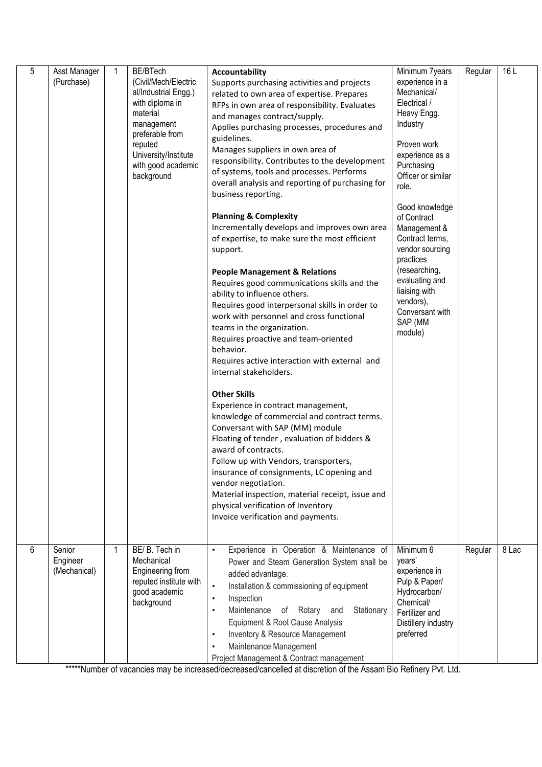| 5 | Asst Manager (Purchase) | 1 | BE/BTech (Civil/Mech/Electrical/Industrial Engg.) with diploma in material management preferable from reputed University/Institute with good academic background | **Accountability**<br>Supports purchasing activities and projects related to own area of expertise. Prepares RFPs in own area of responsibility. Evaluates and manages contract/supply.<br>Applies purchasing processes, procedures and guidelines.<br>Manages suppliers in own area of responsibility. Contributes to the development of systems, tools and processes. Performs overall analysis and reporting of purchasing for business reporting.<br><br>**Planning & Complexity**<br>Incrementally develops and improves own area of expertise, to make sure the most efficient support.<br><br>**People Management & Relations**<br>Requires good communications skills and the ability to influence others.<br>Requires good interpersonal skills in order to work with personnel and cross functional teams in the organization.<br>Requires proactive and team-oriented behavior.<br>Requires active interaction with external and internal stakeholders.<br><br>**Other Skills**<br>Experience in contract management, knowledge of commercial and contract terms.<br>Conversant with SAP (MM) module<br>Floating of tender , evaluation of bidders & award of contracts.<br>Follow up with Vendors, transporters, insurance of consignments, LC opening and vendor negotiation.<br>Material inspection, material receipt, issue and physical verification of Inventory<br>Invoice verification and payments. | Minimum 7years experience in a Mechanical/ Electrical / Heavy Engg. Industry<br><br>Proven work experience as a Purchasing Officer or similar role.<br><br>Good knowledge of Contract Management & Contract terms, vendor sourcing practices (researching, evaluating and liaising with vendors), Conversant with SAP (MM module) | Regular | 16 L |
|---|---|---|---|---|---|---|---|
| 6 | Senior Engineer (Mechanical) | 1 | BE/ B. Tech in Mechanical Engineering from reputed institute with good academic background | • Experience in Operation & Maintenance of Power and Steam Generation System shall be added advantage.<br>• Installation & commissioning of equipment<br>• Inspection<br>• Maintenance of Rotary and Stationary Equipment & Root Cause Analysis<br>• Inventory & Resource Management<br>• Maintenance Management<br>Project Management & Contract management | Minimum 6 years' experience in Pulp & Paper/ Hydrocarbon/ Chemical/ Fertilizer and Distillery industry preferred | Regular | 8 Lac |

*****Number of vacancies may be increased/decreased/cancelled at discretion of the Assam Bio Refinery Pvt. Ltd.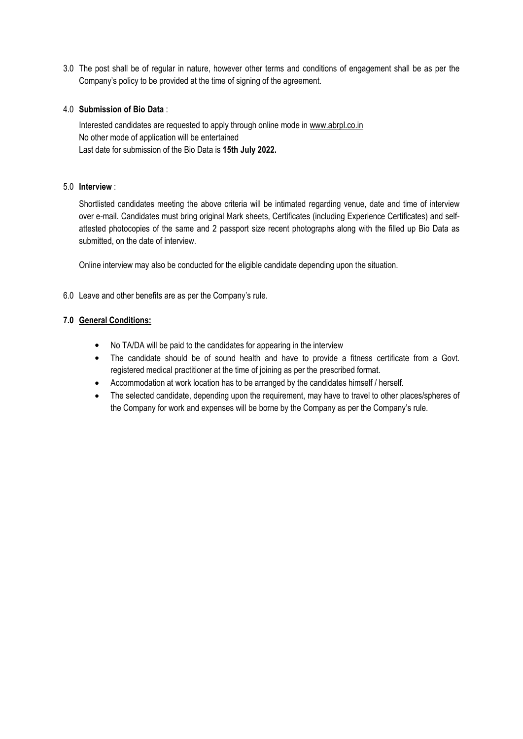3.0 The post shall be of regular in nature, however other terms and conditions of engagement shall be as per the Company's policy to be provided at the time of signing of the agreement.

4.0 **Submission of Bio Data** :

Interested candidates are requested to apply through online mode in www.abrpl.co.in
No other mode of application will be entertained
Last date for submission of the Bio Data is **15th July 2022.**

5.0 **Interview** :

Shortlisted candidates meeting the above criteria will be intimated regarding venue, date and time of interview over e-mail. Candidates must bring original Mark sheets, Certificates (including Experience Certificates) and self-attested photocopies of the same and 2 passport size recent photographs along with the filled up Bio Data as submitted, on the date of interview.

Online interview may also be conducted for the eligible candidate depending upon the situation.

6.0 Leave and other benefits are as per the Company's rule.

**7.0 General Conditions:**

- No TA/DA will be paid to the candidates for appearing in the interview
- The candidate should be of sound health and have to provide a fitness certificate from a Govt. registered medical practitioner at the time of joining as per the prescribed format.
- Accommodation at work location has to be arranged by the candidates himself / herself.
- The selected candidate, depending upon the requirement, may have to travel to other places/spheres of the Company for work and expenses will be borne by the Company as per the Company's rule.